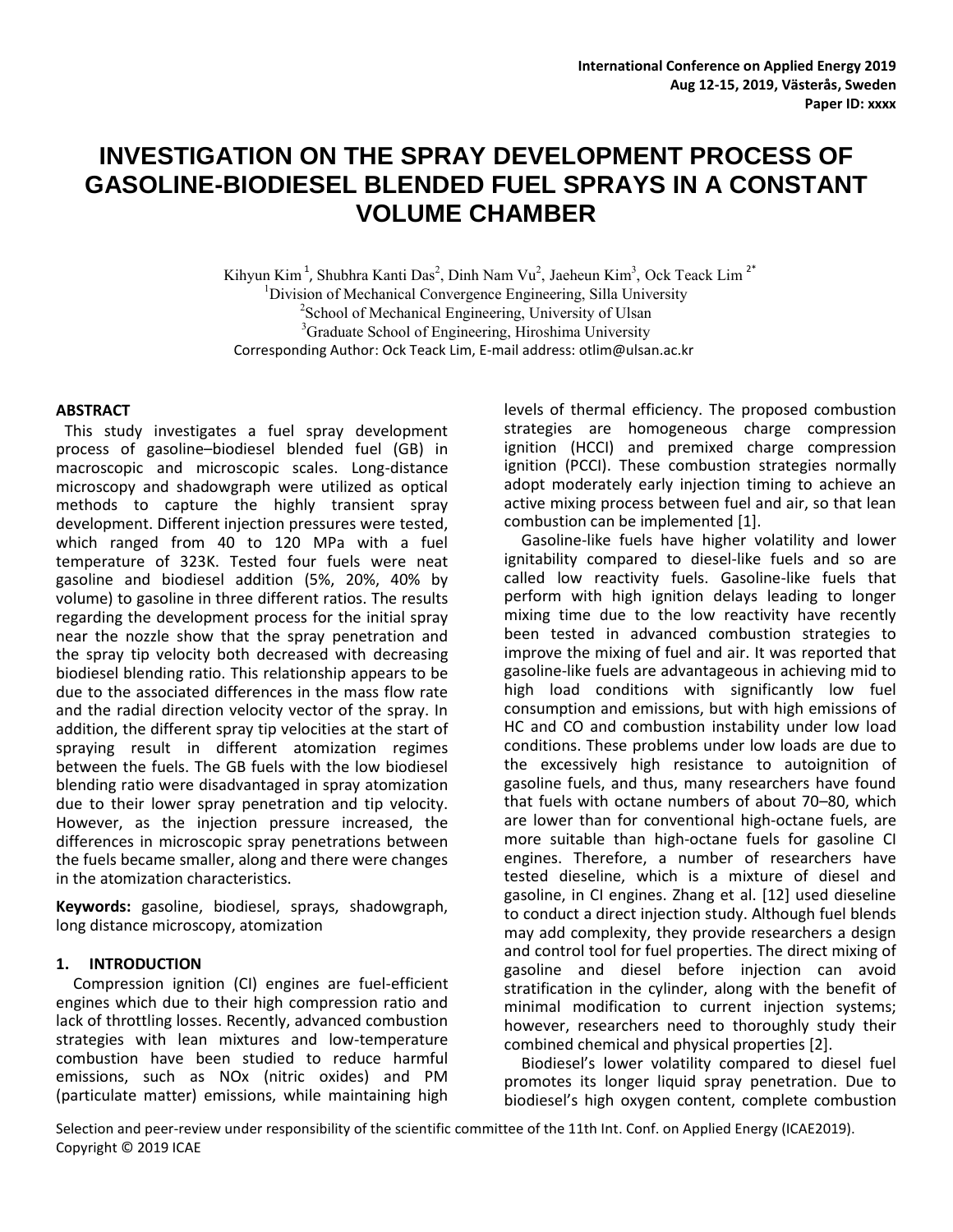# INVESTIGATION ON THE SPRAY DEVELOPMENT PROCESS OF GASOLINE-BIODIESEL BLENDED FUEL SPRAYS IN A CONSTANT VOLUME CHAMBER

Kihyun Kim [1], Shubhra Kanti Das[2], Dinh Nam Vu[2], Jaeheun Kim[3], Ock Teack Lim [2*]

[1]Division of Mechanical Convergence Engineering, Silla University

[2]School of Mechanical Engineering, University of Ulsan

[3]Graduate School of Engineering, Hiroshima University

Corresponding Author: Ock Teack Lim, E-mail address: otlim@ulsan.ac.kr

## ABSTRACT

This study investigates a fuel spray development process of gasoline–biodiesel blended fuel (GB) in macroscopic and microscopic scales. Long-distance microscopy and shadowgraph were utilized as optical methods to capture the highly transient spray development. Different injection pressures were tested, which ranged from 40 to 120 MPa with a fuel temperature of 323K. Tested four fuels were neat gasoline and biodiesel addition (5%, 20%, 40% by volume) to gasoline in three different ratios. The results regarding the development process for the initial spray near the nozzle show that the spray penetration and the spray tip velocity both decreased with decreasing biodiesel blending ratio. This relationship appears to be due to the associated differences in the mass flow rate and the radial direction velocity vector of the spray. In addition, the different spray tip velocities at the start of spraying result in different atomization regimes between the fuels. The GB fuels with the low biodiesel blending ratio were disadvantaged in spray atomization due to their lower spray penetration and tip velocity. However, as the injection pressure increased, the differences in microscopic spray penetrations between the fuels became smaller, along and there were changes in the atomization characteristics.

**Keywords:** gasoline, biodiesel, sprays, shadowgraph, long distance microscopy, atomization

## 1. INTRODUCTION

Compression ignition (CI) engines are fuel-efficient engines which due to their high compression ratio and lack of throttling losses. Recently, advanced combustion strategies with lean mixtures and low-temperature combustion have been studied to reduce harmful emissions, such as NOx (nitric oxides) and PM (particulate matter) emissions, while maintaining high levels of thermal efficiency. The proposed combustion strategies are homogeneous charge compression ignition (HCCI) and premixed charge compression ignition (PCCI). These combustion strategies normally adopt moderately early injection timing to achieve an active mixing process between fuel and air, so that lean combustion can be implemented [1].

Gasoline-like fuels have higher volatility and lower ignitability compared to diesel-like fuels and so are called low reactivity fuels. Gasoline-like fuels that perform with high ignition delays leading to longer mixing time due to the low reactivity have recently been tested in advanced combustion strategies to improve the mixing of fuel and air. It was reported that gasoline-like fuels are advantageous in achieving mid to high load conditions with significantly low fuel consumption and emissions, but with high emissions of HC and CO and combustion instability under low load conditions. These problems under low loads are due to the excessively high resistance to autoignition of gasoline fuels, and thus, many researchers have found that fuels with octane numbers of about 70–80, which are lower than for conventional high-octane fuels, are more suitable than high-octane fuels for gasoline CI engines. Therefore, a number of researchers have tested dieseline, which is a mixture of diesel and gasoline, in CI engines. Zhang et al. [12] used dieseline to conduct a direct injection study. Although fuel blends may add complexity, they provide researchers a design and control tool for fuel properties. The direct mixing of gasoline and diesel before injection can avoid stratification in the cylinder, along with the benefit of minimal modification to current injection systems; however, researchers need to thoroughly study their combined chemical and physical properties [2].

Biodiesel's lower volatility compared to diesel fuel promotes its longer liquid spray penetration. Due to biodiesel's high oxygen content, complete combustion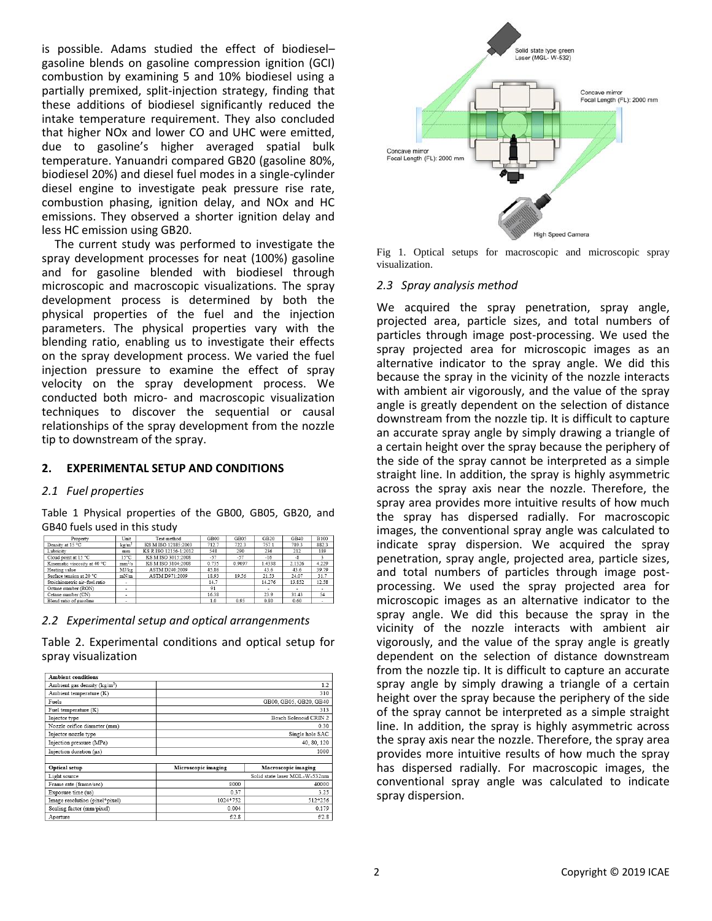is possible. Adams studied the effect of biodiesel–gasoline blends on gasoline compression ignition (GCI) combustion by examining 5 and 10% biodiesel using a partially premixed, split-injection strategy, finding that these additions of biodiesel significantly reduced the intake temperature requirement. They also concluded that higher NOx and lower CO and UHC were emitted, due to gasoline's higher averaged spatial bulk temperature. Yanuandri compared GB20 (gasoline 80%, biodiesel 20%) and diesel fuel modes in a single-cylinder diesel engine to investigate peak pressure rise rate, combustion phasing, ignition delay, and NOx and HC emissions. They observed a shorter ignition delay and less HC emission using GB20.

The current study was performed to investigate the spray development processes for neat (100%) gasoline and for gasoline blended with biodiesel through microscopic and macroscopic visualizations. The spray development process is determined by both the physical properties of the fuel and the injection parameters. The physical properties vary with the blending ratio, enabling us to investigate their effects on the spray development process. We varied the fuel injection pressure to examine the effect of spray velocity on the spray development process. We conducted both micro- and macroscopic visualization techniques to discover the sequential or causal relationships of the spray development from the nozzle tip to downstream of the spray.

## 2. EXPERIMENTAL SETUP AND CONDITIONS

### 2.1 Fuel properties

Table 1 Physical properties of the GB00, GB05, GB20, and GB40 fuels used in this study

| Property | Unit | Test method | GB00 | GB05 | GB20 | GB40 | B100 |
|---|---|---|---|---|---|---|---|
| Density at 15 °C | kg/m³ | KS M ISO 12185:2003 | 712.7 | 722.3 | 757.1 | 789.3 | 882.3 |
| Lubricity | mm | KS R ISO 12156-1:2012 | 548 | 200 | 236 | 212 | 189 |
| Cloud point at 15 °C | 15°C | KS M ISO 3015:2008 | -57 | -57 | -16 | -8 | 3 |
| Kinematic viscosity at 40 °C | mm²/s | KS M ISO 3104:2008 | 0.735 | 0.9097 | 1.4338 | 2.1326 | 4.229 |
| Heating value | MJ/kg | ASTM D240:2009 | 45.86 | | 43.6 | 43.6 | 39.79 |
| Surface tension at 20 °C | mN/m | ASTM D971:2009 | 18.93 | 19.56 | 21.53 | 24.07 | 31.7 |
| Stoichiometric air–fuel ratio | - | | 14.7 | | 14.276 | 13.852 | 12.58 |
| Octane number (RON) | - | | 91 | | - | - | - |
| Cetane number (CN) | - | | 16.38 | | 25.9 | 31.43 | 54 |
| Blend ratio of gasoline | - | | 1.0 | 0.95 | 0.80 | 0.60 | - |

### 2.2 Experimental setup and optical arrangements

Table 2. Experimental conditions and optical setup for spray visualization

| **Ambient conditions** | | |
|---|---|---|
| Ambient gas density (kg/m³) | 1.2 | |
| Ambient temperature (K) | 310 | |
| Fuels | GB00, GB05, GB20, GB40 | |
| Fuel temperature (K) | 313 | |
| Injector type | Bosch Solenoid CRIN 2 | |
| Nozzle orifice diameter (mm) | 0.30 | |
| Injector nozzle type | Single hole SAC | |
| Injection pressure (MPa) | 40, 80, 120 | |
| Injection duration (μs) | 1000 | |
| **Optical setup** | **Microscopic imaging** | **Macroscopic imaging** |
| Light source | | Solid state laser MGL-W-532nm |
| Frame rate (frame/sec) | 8000 | 40000 |
| Exposure time (us) | 0.37 | 3.25 |
| Image resolution (pixel*pixel) | 1024*752 | 512*256 |
| Scaling factor (mm/pixel) | 0.004 | 0.179 |
| Aperture | f/2.8 | f/2.8 |

Fig 1. Optical setups for macroscopic and microscopic spray visualization.

### 2.3 Spray analysis method

We acquired the spray penetration, spray angle, projected area, particle sizes, and total numbers of particles through image post-processing. We used the spray projected area for microscopic images as an alternative indicator to the spray angle. We did this because the spray in the vicinity of the nozzle interacts with ambient air vigorously, and the value of the spray angle is greatly dependent on the selection of distance downstream from the nozzle tip. It is difficult to capture an accurate spray angle by simply drawing a triangle of a certain height over the spray because the periphery of the side of the spray cannot be interpreted as a simple straight line. In addition, the spray is highly asymmetric across the spray axis near the nozzle. Therefore, the spray area provides more intuitive results of how much the spray has dispersed radially. For macroscopic images, the conventional spray angle was calculated to indicate spray dispersion. We acquired the spray penetration, spray angle, projected area, particle sizes, and total numbers of particles through image post-processing. We used the spray projected area for microscopic images as an alternative indicator to the spray angle. We did this because the spray in the vicinity of the nozzle interacts with ambient air vigorously, and the value of the spray angle is greatly dependent on the selection of distance downstream from the nozzle tip. It is difficult to capture an accurate spray angle by simply drawing a triangle of a certain height over the spray because the periphery of the side of the spray cannot be interpreted as a simple straight line. In addition, the spray is highly asymmetric across the spray axis near the nozzle. Therefore, the spray area provides more intuitive results of how much the spray has dispersed radially. For macroscopic images, the conventional spray angle was calculated to indicate spray dispersion.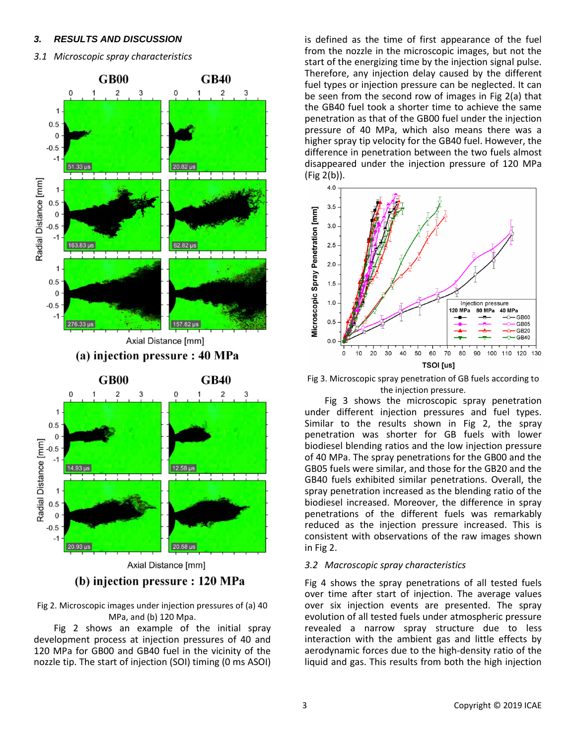## 3. RESULTS AND DISCUSSION

### 3.1 Microscopic spray characteristics

Fig 2. Microscopic images under injection pressures of (a) 40 MPa, and (b) 120 Mpa.

Fig 2 shows an example of the initial spray development process at injection pressures of 40 and 120 MPa for GB00 and GB40 fuel in the vicinity of the nozzle tip. The start of injection (SOI) timing (0 ms ASOI) is defined as the time of first appearance of the fuel from the nozzle in the microscopic images, but not the start of the energizing time by the injection signal pulse. Therefore, any injection delay caused by the different fuel types or injection pressure can be neglected. It can be seen from the second row of images in Fig 2(a) that the GB40 fuel took a shorter time to achieve the same penetration as that of the GB00 fuel under the injection pressure of 40 MPa, which also means there was a higher spray tip velocity for the GB40 fuel. However, the difference in penetration between the two fuels almost disappeared under the injection pressure of 120 MPa (Fig 2(b)).

Fig 3. Microscopic spray penetration of GB fuels according to the injection pressure.

Fig 3 shows the microscopic spray penetration under different injection pressures and fuel types. Similar to the results shown in Fig 2, the spray penetration was shorter for GB fuels with lower biodiesel blending ratios and the low injection pressure of 40 MPa. The spray penetrations for the GB00 and the GB05 fuels were similar, and those for the GB20 and the GB40 fuels exhibited similar penetrations. Overall, the spray penetration increased as the blending ratio of the biodiesel increased. Moreover, the difference in spray penetrations of the different fuels was remarkably reduced as the injection pressure increased. This is consistent with observations of the raw images shown in Fig 2.

### 3.2 Macroscopic spray characteristics

Fig 4 shows the spray penetrations of all tested fuels over time after start of injection. The average values over six injection events are presented. The spray evolution of all tested fuels under atmospheric pressure revealed a narrow spray structure due to less interaction with the ambient gas and little effects by aerodynamic forces due to the high-density ratio of the liquid and gas. This results from both the high injection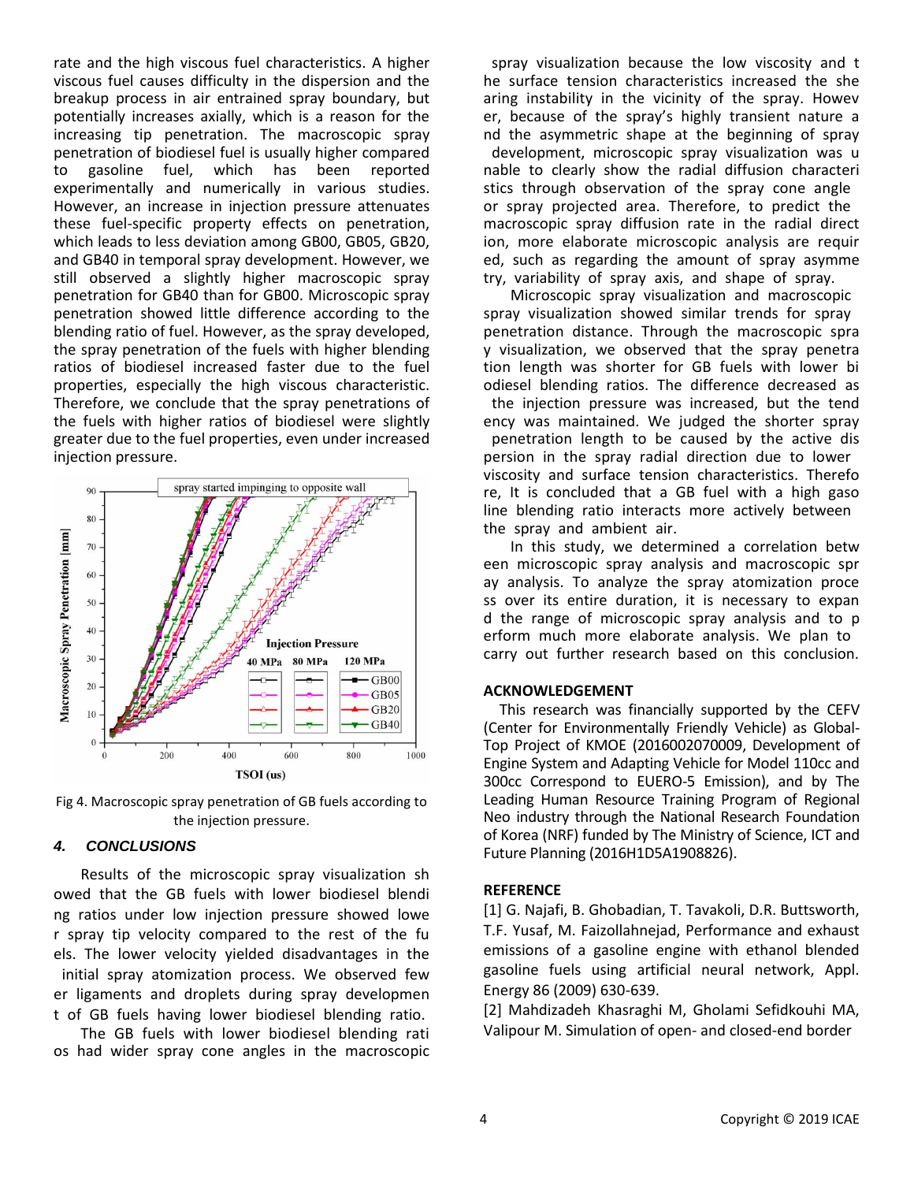rate and the high viscous fuel characteristics. A higher viscous fuel causes difficulty in the dispersion and the breakup process in air entrained spray boundary, but potentially increases axially, which is a reason for the increasing tip penetration. The macroscopic spray penetration of biodiesel fuel is usually higher compared to gasoline fuel, which has been reported experimentally and numerically in various studies. However, an increase in injection pressure attenuates these fuel-specific property effects on penetration, which leads to less deviation among GB00, GB05, GB20, and GB40 in temporal spray development. However, we still observed a slightly higher macroscopic spray penetration for GB40 than for GB00. Microscopic spray penetration showed little difference according to the blending ratio of fuel. However, as the spray developed, the spray penetration of the fuels with higher blending ratios of biodiesel increased faster due to the fuel properties, especially the high viscous characteristic. Therefore, we conclude that the spray penetrations of the fuels with higher ratios of biodiesel were slightly greater due to the fuel properties, even under increased injection pressure.

spray started impinging to opposite wall

Macroscopic Spray Penetration [mm]

TSOI (us)

Injection Pressure

40 MPa 80 MPa 120 MPa

GB00

GB05

GB20

GB40

0 200 400 600 800 1000

0 10 20 30 40 50 60 70 80 90

Fig 4. Macroscopic spray penetration of GB fuels according to the injection pressure.

## 4. CONCLUSIONS

Results of the microscopic spray visualization showed that the GB fuels with lower biodiesel blending ratios under low injection pressure showed lower spray tip velocity compared to the rest of the fuels. The lower velocity yielded disadvantages in the initial spray atomization process. We observed fewer ligaments and droplets during spray development of GB fuels having lower biodiesel blending ratio.

The GB fuels with lower biodiesel blending ratios had wider spray cone angles in the macroscopic spray visualization because the low viscosity and the surface tension characteristics increased the shearing instability in the vicinity of the spray. However, because of the spray's highly transient nature and the asymmetric shape at the beginning of spray development, microscopic spray visualization was unable to clearly show the radial diffusion characteristics through observation of the spray cone angle or spray projected area. Therefore, to predict the macroscopic spray diffusion rate in the radial direction, more elaborate microscopic analysis are required, such as regarding the amount of spray asymmetry, variability of spray axis, and shape of spray.

Microscopic spray visualization and macroscopic spray visualization showed similar trends for spray penetration distance. Through the macroscopic spray visualization, we observed that the spray penetration length was shorter for GB fuels with lower biodiesel blending ratios. The difference decreased as the injection pressure was increased, but the tendency was maintained. We judged the shorter spray penetration length to be caused by the active dispersion in the spray radial direction due to lower viscosity and surface tension characteristics. Therefore, It is concluded that a GB fuel with a high gasoline blending ratio interacts more actively between the spray and ambient air.

In this study, we determined a correlation between microscopic spray analysis and macroscopic spray analysis. To analyze the spray atomization process over its entire duration, it is necessary to expand the range of microscopic spray analysis and to perform much more elaborate analysis. We plan to carry out further research based on this conclusion.

## ACKNOWLEDGEMENT

This research was financially supported by the CEFV (Center for Environmentally Friendly Vehicle) as Global-Top Project of KMOE (2016002070009, Development of Engine System and Adapting Vehicle for Model 110cc and 300cc Correspond to EUERO-5 Emission), and by The Leading Human Resource Training Program of Regional Neo industry through the National Research Foundation of Korea (NRF) funded by The Ministry of Science, ICT and Future Planning (2016H1D5A1908826).

## REFERENCE

[1] G. Najafi, B. Ghobadian, T. Tavakoli, D.R. Buttsworth, T.F. Yusaf, M. Faizollahnejad, Performance and exhaust emissions of a gasoline engine with ethanol blended gasoline fuels using artificial neural network, Appl. Energy 86 (2009) 630-639.

[2] Mahdizadeh Khasraghi M, Gholami Sefidkouhi MA, Valipour M. Simulation of open- and closed-end border